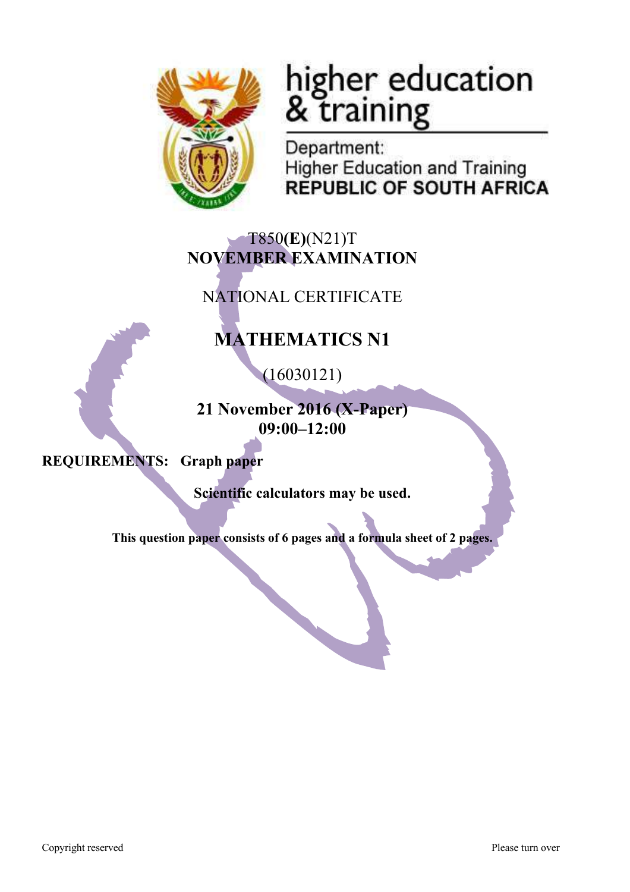higher education & training

Department:
Higher Education and Training
**REPUBLIC OF SOUTH AFRICA**

T850**(E)**(N21)T
**NOVEMBER EXAMINATION**

NATIONAL CERTIFICATE

# MATHEMATICS N1

(16030121)

**21 November 2016 (X-Paper)**
**09:00–12:00**

**REQUIREMENTS: Graph paper**

**Scientific calculators may be used.**

**This question paper consists of 6 pages and a formula sheet of 2 pages.**

Copyright reserved Please turn over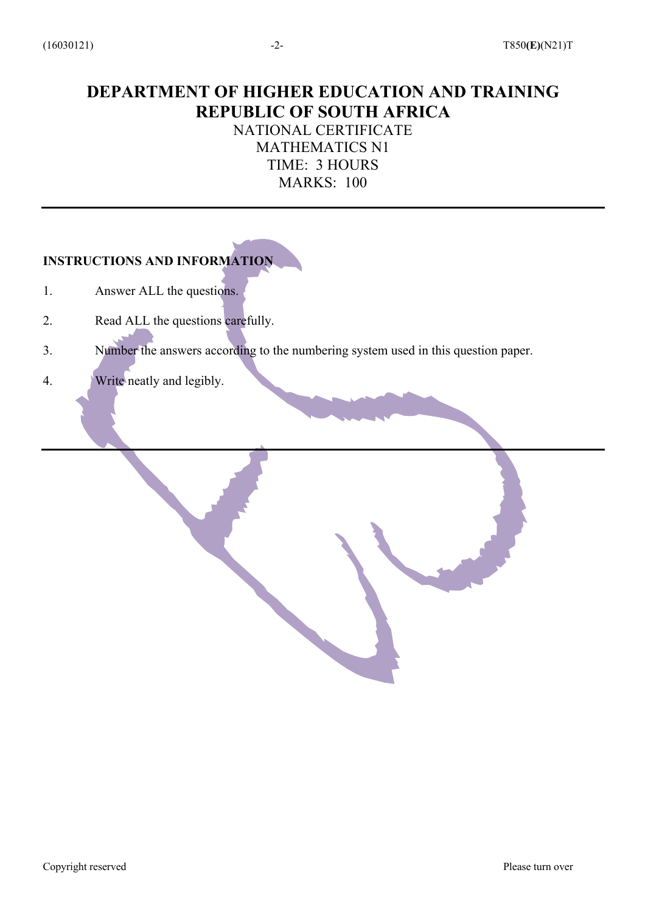# DEPARTMENT OF HIGHER EDUCATION AND TRAINING
# REPUBLIC OF SOUTH AFRICA

NATIONAL CERTIFICATE
MATHEMATICS N1
TIME: 3 HOURS
MARKS: 100

---

**INSTRUCTIONS AND INFORMATION**

1. Answer ALL the questions.
2. Read ALL the questions carefully.
3. Number the answers according to the numbering system used in this question paper.
4. Write neatly and legibly.

---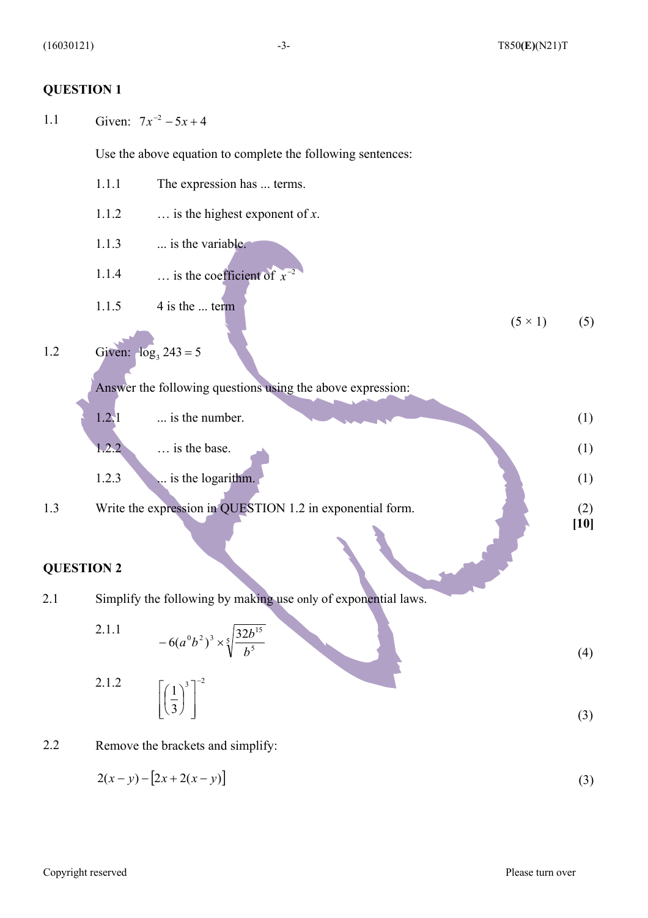## QUESTION 1

1.1 Given: $7x^{-2} - 5x + 4$

Use the above equation to complete the following sentences:

1.1.1 The expression has ... terms.

1.1.2 … is the highest exponent of $x$.

1.1.3 ... is the variable.

1.1.4 … is the coefficient of $x^{-2}$

1.1.5 4 is the ... term

(5 × 1) (5)

1.2 Given: $\log_3 243 = 5$

Answer the following questions using the above expression:

1.2.1 ... is the number. (1)

1.2.2 … is the base. (1)

1.2.3 ... is the logarithm. (1)

1.3 Write the expression in QUESTION 1.2 in exponential form. (2)

**[10]**

## QUESTION 2

2.1 Simplify the following by making use only of exponential laws.

2.1.1

$$-6(a^0b^2)^3 \times \sqrt[5]{\frac{32b^{15}}{b^5}}$$

(4)

2.1.2

$$\left[\left(\frac{1}{3}\right)^3\right]^{-2}$$

(3)

2.2 Remove the brackets and simplify:

$$2(x-y)-[2x+2(x-y)]$$

(3)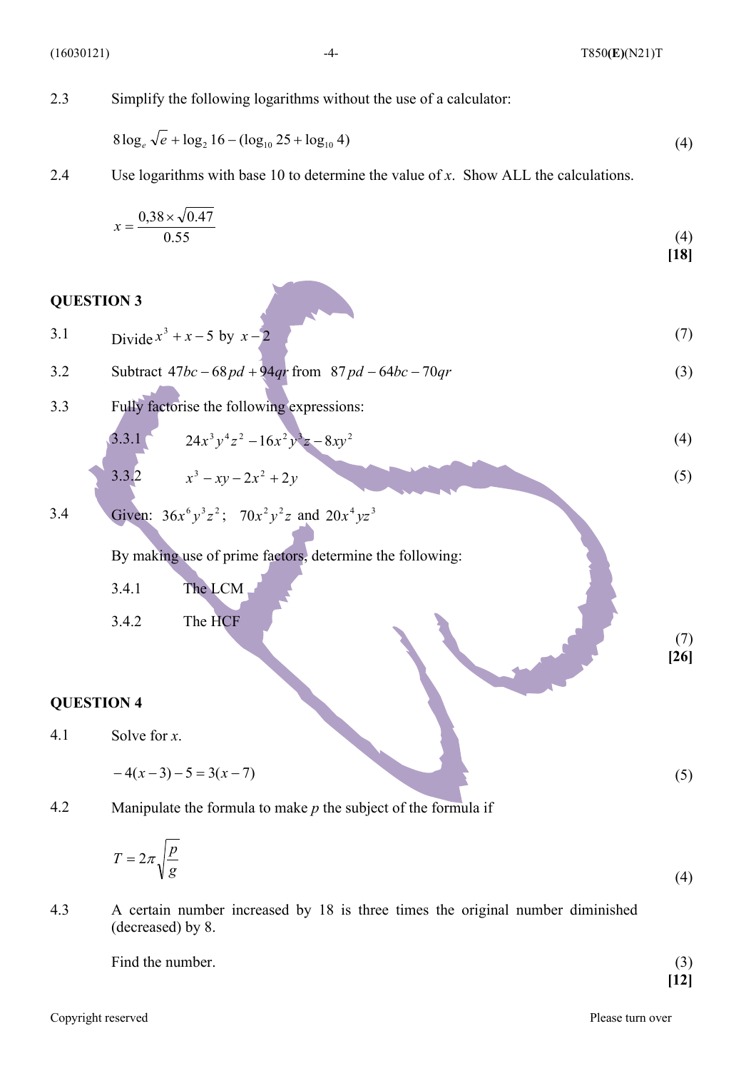2.3 Simplify the following logarithms without the use of a calculator:

$$8\log_e \sqrt{e} + \log_2 16 - (\log_{10} 25 + \log_{10} 4)$$ (4)

2.4 Use logarithms with base 10 to determine the value of $x$. Show ALL the calculations.

$$x = \frac{0{,}38 \times \sqrt{0.47}}{0.55}$$ (4)

**[18]**

## QUESTION 3

3.1 Divide $x^3 + x - 5$ by $x - 2$ (7)

3.2 Subtract $47bc - 68pd + 94qr$ from $87pd - 64bc - 70qr$ (3)

3.3 Fully factorise the following expressions:

3.3.1 $24x^3y^4z^2 - 16x^2y^3z - 8xy^2$ (4)

3.3.2 $x^3 - xy - 2x^2 + 2y$ (5)

3.4 Given: $36x^6y^3z^2$; $70x^2y^2z$ and $20x^4yz^3$

By making use of prime factors, determine the following:

3.4.1 The LCM

3.4.2 The HCF

(7)

**[26]**

## QUESTION 4

4.1 Solve for $x$.

$$-4(x-3) - 5 = 3(x-7)$$ (5)

4.2 Manipulate the formula to make $p$ the subject of the formula if

$$T = 2\pi\sqrt{\frac{p}{g}}$$ (4)

4.3 A certain number increased by 18 is three times the original number diminished (decreased) by 8.

Find the number. (3)

**[12]**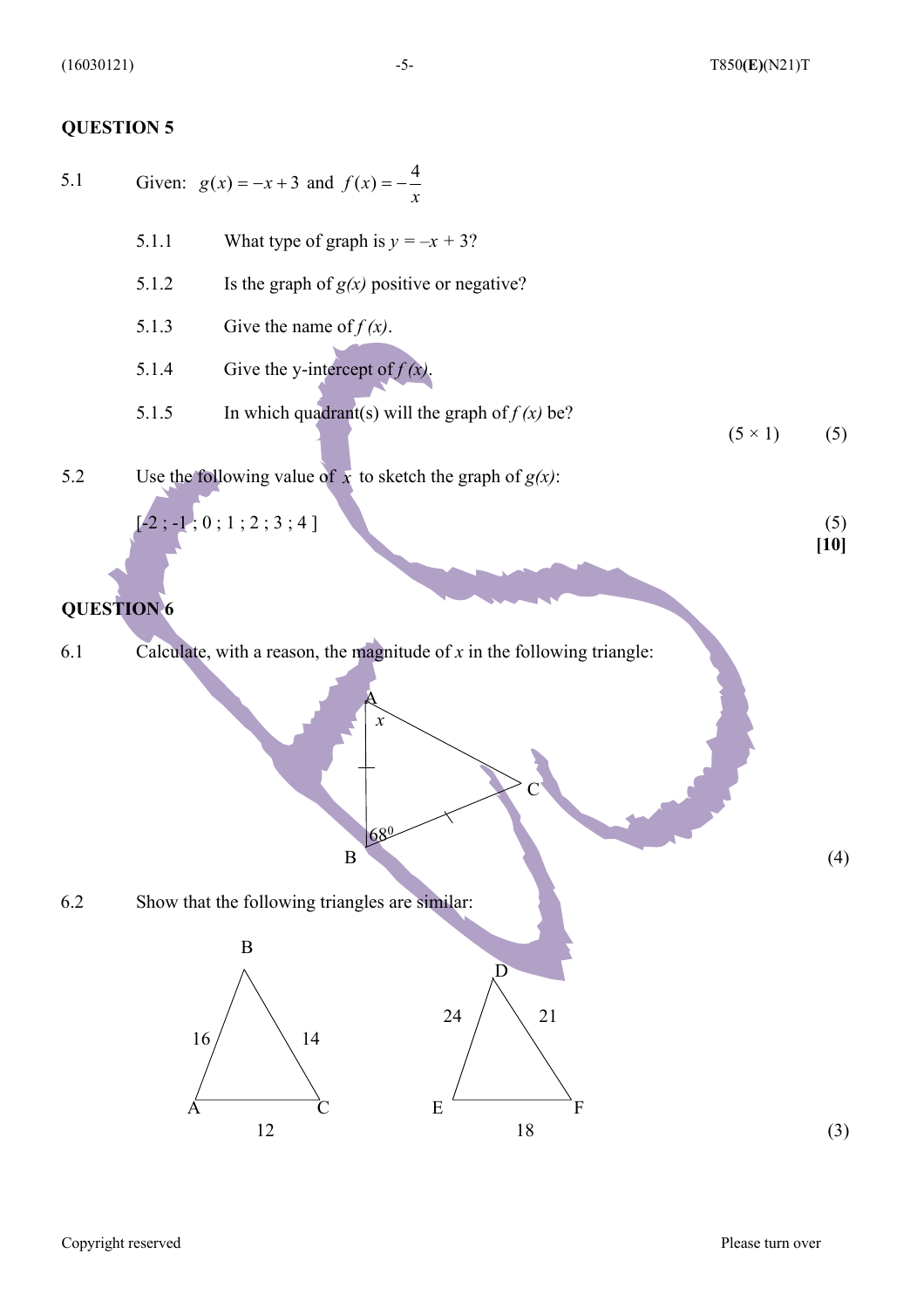## QUESTION 5

5.1 Given: $g(x) = -x + 3$ and $f(x) = -\dfrac{4}{x}$

5.1.1 What type of graph is $y = -x + 3$?

5.1.2 Is the graph of $g(x)$ positive or negative?

5.1.3 Give the name of $f(x)$.

5.1.4 Give the y-intercept of $f(x)$.

5.1.5 In which quadrant(s) will the graph of $f(x)$ be?

(5 × 1) (5)

5.2 Use the following value of $x$ to sketch the graph of $g(x)$:

[-2 ; -1 ; 0 ; 1 ; 2 ; 3 ; 4 ] (5)

**[10]**

## QUESTION 6

6.1 Calculate, with a reason, the magnitude of $x$ in the following triangle:

Triangle ABC with angle $x$ at A, $68^0$ at B, AB = BC (marked equal).

(4)

6.2 Show that the following triangles are similar:

Triangle ABC: AB = 16, BC = 14, AC = 12

Triangle DEF: DE = 24, DF = 21, EF = 18

(3)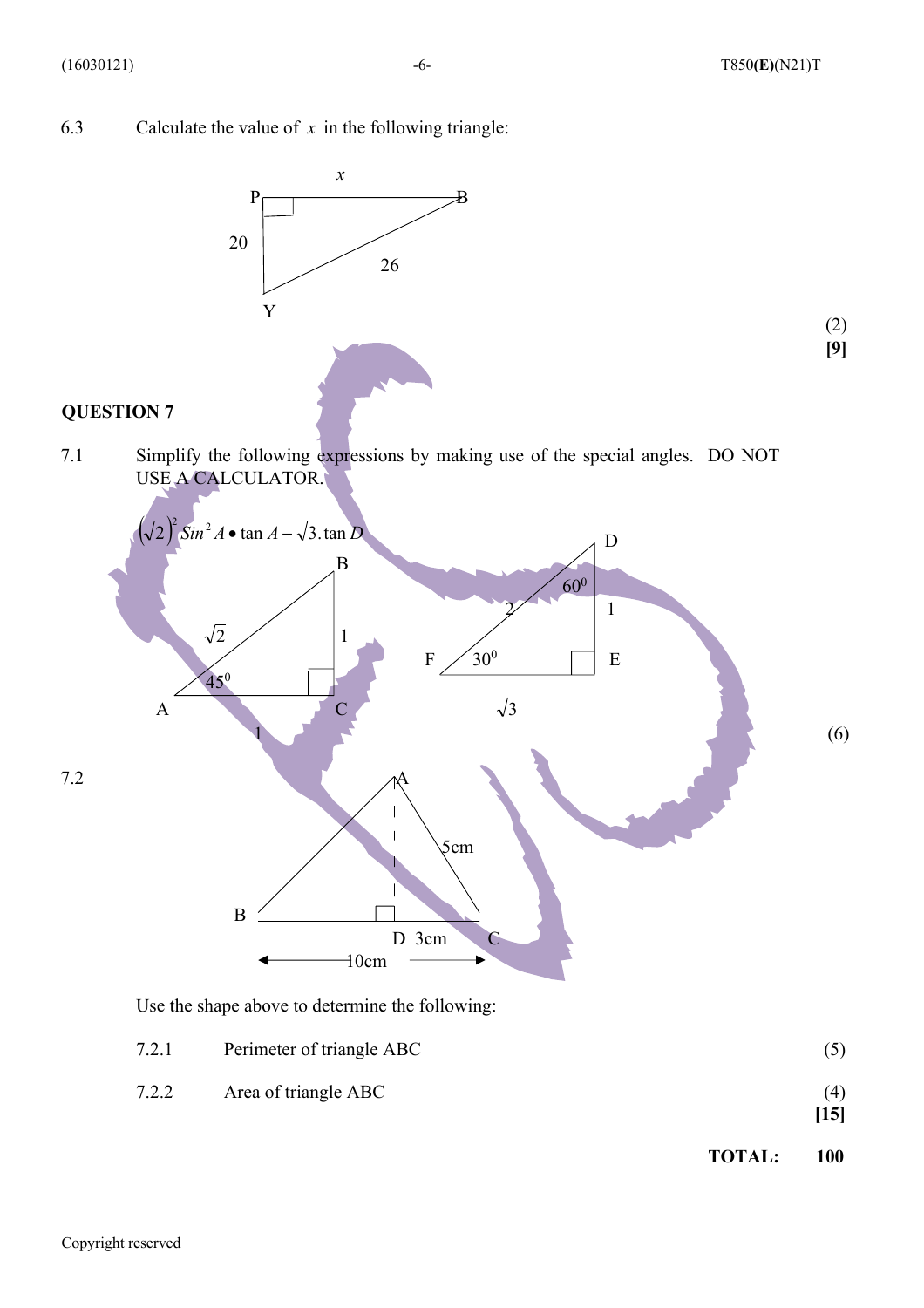6.3 Calculate the value of $x$ in the following triangle:

P, B, Y: right angle at P; $PB = x$, $PY = 20$, $YB = 26$

(2)
**[9]**

## QUESTION 7

7.1 Simplify the following expressions by making use of the special angles. DO NOT USE A CALCULATOR.

$$\left(\sqrt{2}\right)^2 Sin^2 A \bullet \tan A - \sqrt{3}.\tan D$$

Triangle ABC: $\angle A = 45^0$, $AB = \sqrt{2}$, $BC = 1$, $AC = 1$, right angle at C.

Triangle DEF: $\angle F = 30^0$, $\angle D = 60^0$, $DF = 2$, $DE = 1$, $FE = \sqrt{3}$, right angle at E.

(6)

7.2 Triangle ABC with AD ⊥ BC: $AC = 5cm$, $DC = 3cm$, $BC = 10cm$

Use the shape above to determine the following:

7.2.1 Perimeter of triangle ABC (5)

7.2.2 Area of triangle ABC (4)
**[15]**

**TOTAL: 100**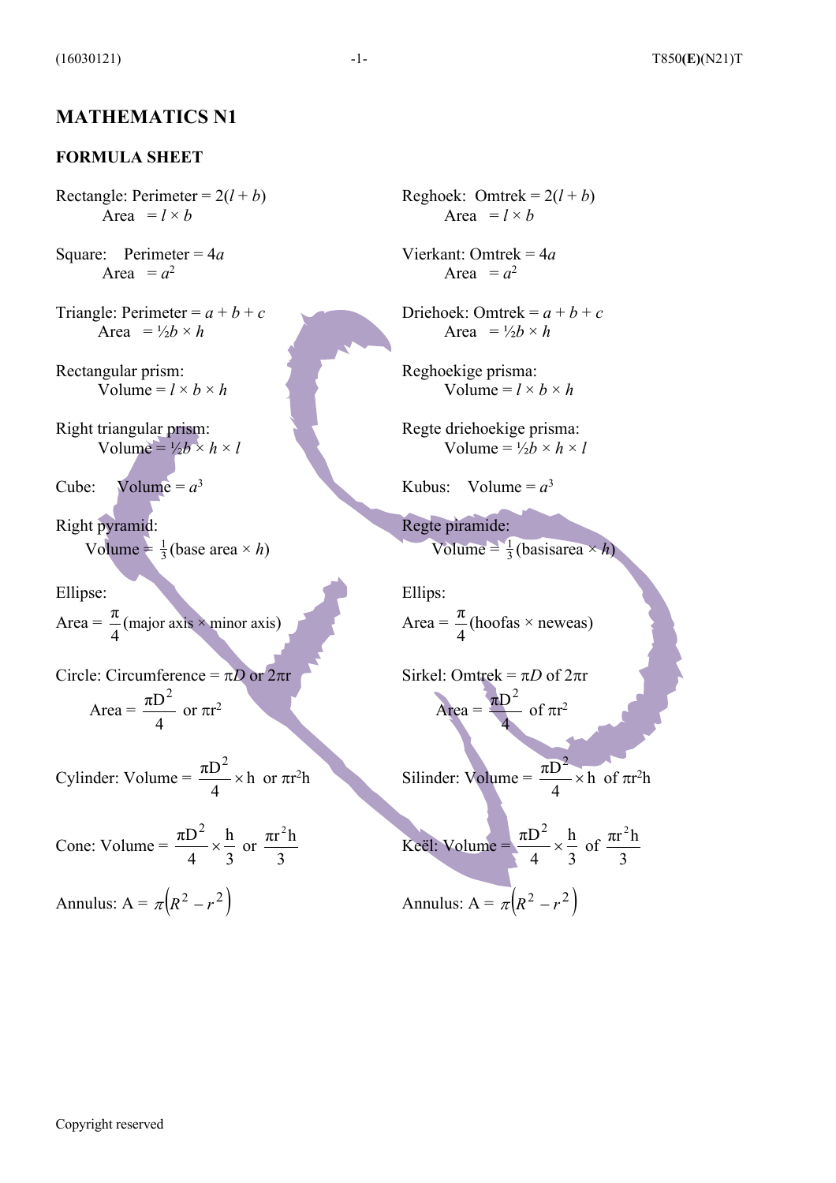## MATHEMATICS N1

### FORMULA SHEET

Rectangle: Perimeter = $2(l + b)$
Area $= l \times b$

Square: Perimeter = $4a$
Area $= a^2$

Triangle: Perimeter = $a + b + c$
Area $= ½b \times h$

Rectangular prism:
Volume = $l \times b \times h$

Right triangular prism:
Volume = $½b \times h \times l$

Cube: Volume = $a^3$

Right pyramid:
Volume = $\frac{1}{3}$(base area $\times h$)

Ellipse:
Area = $\frac{\pi}{4}$(major axis $\times$ minor axis)

Circle: Circumference = $\pi D$ or $2\pi r$

Area = $\frac{\pi D^2}{4}$ or $\pi r^2$

Cylinder: Volume = $\frac{\pi D^2}{4} \times h$ or $\pi r^2 h$

Cone: Volume = $\frac{\pi D^2}{4} \times \frac{h}{3}$ or $\frac{\pi r^2 h}{3}$

Annulus: A = $\pi\left(R^2 - r^2\right)$

Reghoek: Omtrek = $2(l + b)$
Area $= l \times b$

Vierkant: Omtrek = $4a$
Area $= a^2$

Driehoek: Omtrek = $a + b + c$
Area $= ½b \times h$

Reghoekige prisma:
Volume = $l \times b \times h$

Regte driehoekige prisma:
Volume = $½b \times h \times l$

Kubus: Volume = $a^3$

Regte piramide:
Volume = $\frac{1}{3}$(basisarea $\times h$)

Ellips:
Area = $\frac{\pi}{4}$(hoofas $\times$ neweas)

Sirkel: Omtrek = $\pi D$ of $2\pi r$

Area = $\frac{\pi D^2}{4}$ of $\pi r^2$

Silinder: Volume = $\frac{\pi D^2}{4} \times h$ of $\pi r^2 h$

Keël: Volume = $\frac{\pi D^2}{4} \times \frac{h}{3}$ of $\frac{\pi r^2 h}{3}$

Annulus: A = $\pi\left(R^2 - r^2\right)$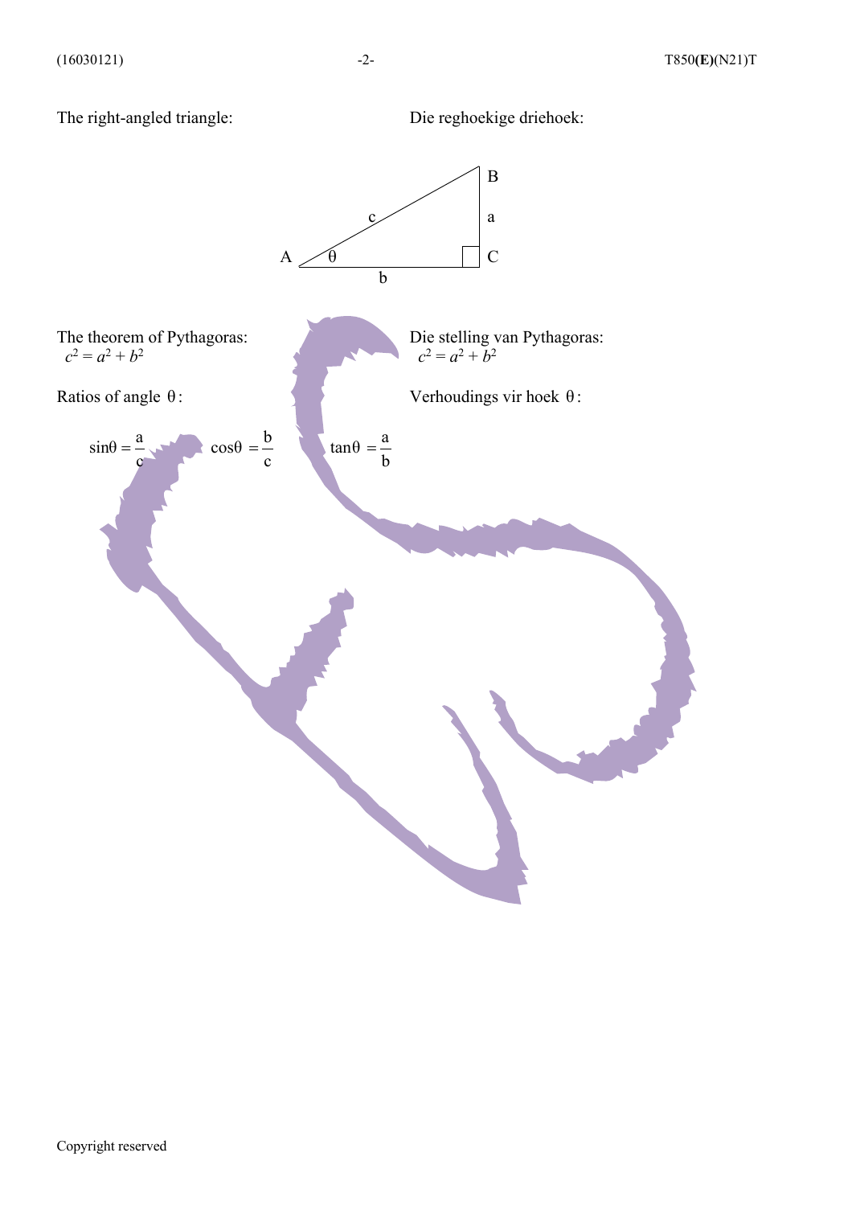The right-angled triangle:

Die reghoekige driehoek:

A θ
c
b
B
a
C

The theorem of Pythagoras:
$c^2 = a^2 + b^2$

Die stelling van Pythagoras:
$c^2 = a^2 + b^2$

Ratios of angle θ:

Verhoudings vir hoek θ:

$\sin\theta = \frac{a}{c}$ $\cos\theta = \frac{b}{c}$ $\tan\theta = \frac{a}{b}$